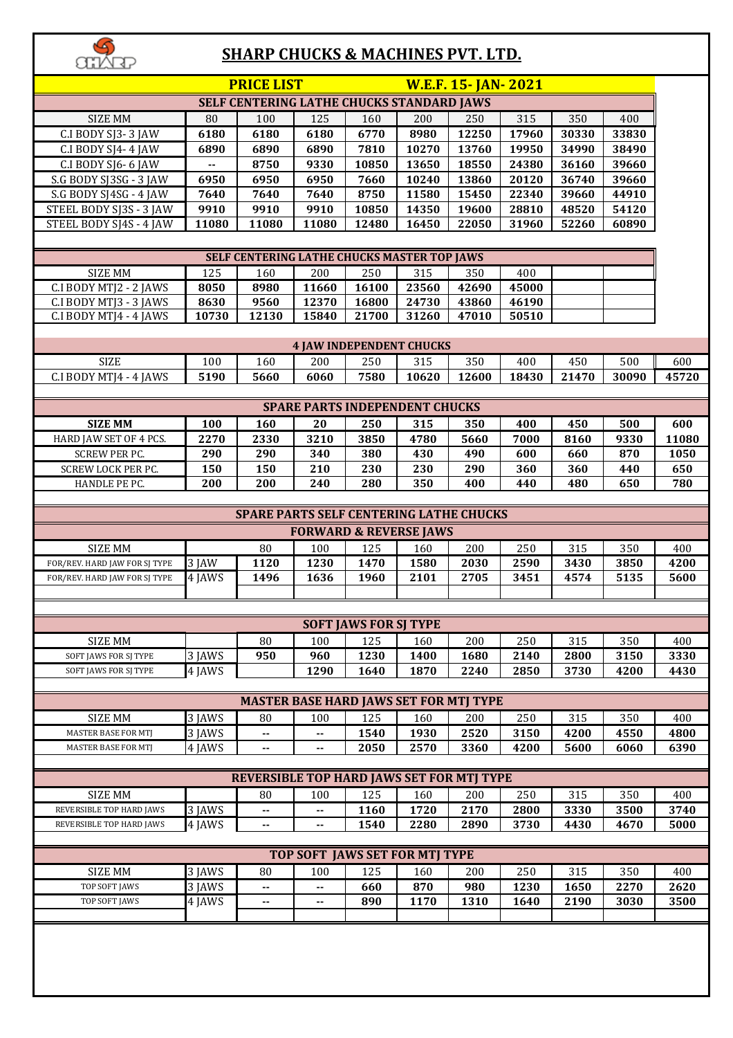# SHARP CHUCKS & MACHINES PVT. LTD.

**PRICE LIST** **W.E.F. 15- JAN- 2021**

## SELF CENTERING LATHE CHUCKS STANDARD JAWS

| SIZE MM | 80 | 100 | 125 | 160 | 200 | 250 | 315 | 350 | 400 |
|---|---|---|---|---|---|---|---|---|---|
| C.I BODY SJ3- 3 JAW | 6180 | 6180 | 6180 | 6770 | 8980 | 12250 | 17960 | 30330 | 33830 |
| C.I BODY SJ4- 4 JAW | 6890 | 6890 | 6890 | 7810 | 10270 | 13760 | 19950 | 34990 | 38490 |
| C.I BODY SJ6- 6 JAW | -- | 8750 | 9330 | 10850 | 13650 | 18550 | 24380 | 36160 | 39660 |
| S.G BODY SJ3SG - 3 JAW | 6950 | 6950 | 6950 | 7660 | 10240 | 13860 | 20120 | 36740 | 39660 |
| S.G BODY SJ4SG - 4 JAW | 7640 | 7640 | 7640 | 8750 | 11580 | 15450 | 22340 | 39660 | 44910 |
| STEEL BODY SJ3S - 3 JAW | 9910 | 9910 | 9910 | 10850 | 14350 | 19600 | 28810 | 48520 | 54120 |
| STEEL BODY SJ4S - 4 JAW | 11080 | 11080 | 11080 | 12480 | 16450 | 22050 | 31960 | 52260 | 60890 |

## SELF CENTERING LATHE CHUCKS MASTER TOP JAWS

| SIZE MM | 125 | 160 | 200 | 250 | 315 | 350 | 400 |
|---|---|---|---|---|---|---|---|
| C.I BODY MTJ2 - 2 JAWS | 8050 | 8980 | 11660 | 16100 | 23560 | 42690 | 45000 |
| C.I BODY MTJ3 - 3 JAWS | 8630 | 9560 | 12370 | 16800 | 24730 | 43860 | 46190 |
| C.I BODY MTJ4 - 4 JAWS | 10730 | 12130 | 15840 | 21700 | 31260 | 47010 | 50510 |

## 4 JAW INDEPENDENT CHUCKS

| SIZE | 100 | 160 | 200 | 250 | 315 | 350 | 400 | 450 | 500 | 600 |
|---|---|---|---|---|---|---|---|---|---|---|
| C.I BODY MTJ4 - 4 JAWS | 5190 | 5660 | 6060 | 7580 | 10620 | 12600 | 18430 | 21470 | 30090 | 45720 |

## SPARE PARTS INDEPENDENT CHUCKS

| SIZE MM | 100 | 160 | 20 | 250 | 315 | 350 | 400 | 450 | 500 | 600 |
|---|---|---|---|---|---|---|---|---|---|---|
| HARD JAW SET OF 4 PCS. | 2270 | 2330 | 3210 | 3850 | 4780 | 5660 | 7000 | 8160 | 9330 | 11080 |
| SCREW PER PC. | 290 | 290 | 340 | 380 | 430 | 490 | 600 | 660 | 870 | 1050 |
| SCREW LOCK PER PC. | 150 | 150 | 210 | 230 | 230 | 290 | 360 | 360 | 440 | 650 |
| HANDLE PE PC. | 200 | 200 | 240 | 280 | 350 | 400 | 440 | 480 | 650 | 780 |

## SPARE PARTS SELF CENTERING LATHE CHUCKS

### FORWARD & REVERSE JAWS

| SIZE MM | | 80 | 100 | 125 | 160 | 200 | 250 | 315 | 350 | 400 |
|---|---|---|---|---|---|---|---|---|---|---|
| FOR/REV. HARD JAW FOR SJ TYPE | 3 JAW | 1120 | 1230 | 1470 | 1580 | 2030 | 2590 | 3430 | 3850 | 4200 |
| FOR/REV. HARD JAW FOR SJ TYPE | 4 JAWS | 1496 | 1636 | 1960 | 2101 | 2705 | 3451 | 4574 | 5135 | 5600 |

### SOFT JAWS FOR SJ TYPE

| SIZE MM | | 80 | 100 | 125 | 160 | 200 | 250 | 315 | 350 | 400 |
|---|---|---|---|---|---|---|---|---|---|---|
| SOFT JAWS FOR SJ TYPE | 3 JAWS | 950 | 960 | 1230 | 1400 | 1680 | 2140 | 2800 | 3150 | 3330 |
| SOFT JAWS FOR SJ TYPE | 4 JAWS | | 1290 | 1640 | 1870 | 2240 | 2850 | 3730 | 4200 | 4430 |

### MASTER BASE HARD JAWS SET FOR MTJ TYPE

| SIZE MM | 3 JAWS | 80 | 100 | 125 | 160 | 200 | 250 | 315 | 350 | 400 |
|---|---|---|---|---|---|---|---|---|---|---|
| MASTER BASE FOR MTJ | 3 JAWS | -- | -- | 1540 | 1930 | 2520 | 3150 | 4200 | 4550 | 4800 |
| MASTER BASE FOR MTJ | 4 JAWS | -- | -- | 2050 | 2570 | 3360 | 4200 | 5600 | 6060 | 6390 |

### REVERSIBLE TOP HARD JAWS SET FOR MTJ TYPE

| SIZE MM | | 80 | 100 | 125 | 160 | 200 | 250 | 315 | 350 | 400 |
|---|---|---|---|---|---|---|---|---|---|---|
| REVERSIBLE TOP HARD JAWS | 3 JAWS | -- | -- | 1160 | 1720 | 2170 | 2800 | 3330 | 3500 | 3740 |
| REVERSIBLE TOP HARD JAWS | 4 JAWS | -- | -- | 1540 | 2280 | 2890 | 3730 | 4430 | 4670 | 5000 |

### TOP SOFT JAWS SET FOR MTJ TYPE

| SIZE MM | 3 JAWS | 80 | 100 | 125 | 160 | 200 | 250 | 315 | 350 | 400 |
|---|---|---|---|---|---|---|---|---|---|---|
| TOP SOFT JAWS | 3 JAWS | -- | -- | 660 | 870 | 980 | 1230 | 1650 | 2270 | 2620 |
| TOP SOFT JAWS | 4 JAWS | -- | -- | 890 | 1170 | 1310 | 1640 | 2190 | 3030 | 3500 |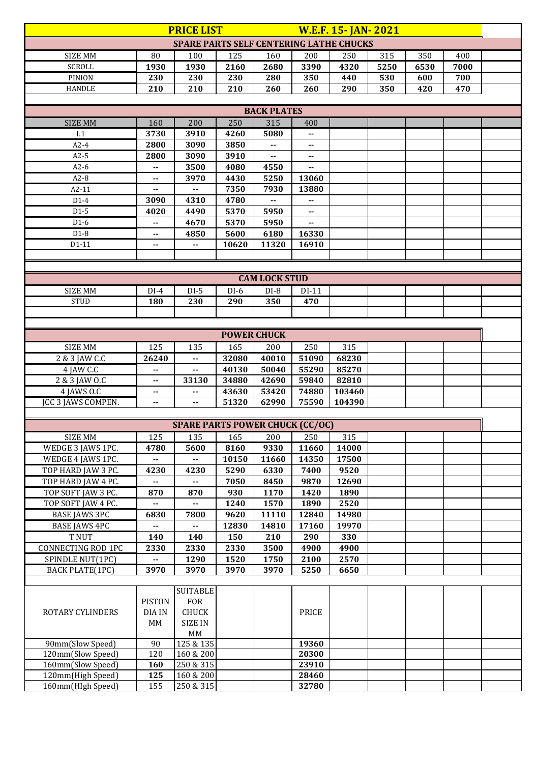**PRICE LIST** **W.E.F. 15- JAN- 2021**

## SPARE PARTS SELF CENTERING LATHE CHUCKS

| SIZE MM | 80 | 100 | 125 | 160 | 200 | 250 | 315 | 350 | 400 |
|---|---|---|---|---|---|---|---|---|---|
| SCROLL | **1930** | **1930** | **2160** | **2680** | **3390** | **4320** | **5250** | **6530** | **7000** |
| PINION | **230** | **230** | **230** | **280** | **350** | **440** | **530** | **600** | **700** |
| HANDLE | **210** | **210** | **210** | **260** | **260** | **290** | **350** | **420** | **470** |

## BACK PLATES

| SIZE MM | 160 | 200 | 250 | 315 | 400 |
|---|---|---|---|---|---|
| L1 | **3730** | **3910** | **4260** | **5080** | -- |
| A2-4 | **2800** | **3090** | **3850** | -- | -- |
| A2-5 | **2800** | **3090** | **3910** | -- | -- |
| A2-6 | -- | **3500** | **4080** | **4550** | -- |
| A2-8 | -- | **3970** | **4430** | **5250** | **13060** |
| A2-11 | -- | -- | **7350** | **7930** | **13880** |
| D1-4 | **3090** | **4310** | **4780** | -- | -- |
| D1-5 | **4020** | **4490** | **5370** | **5950** | -- |
| D1-6 | -- | **4670** | **5370** | **5950** | -- |
| D1-8 | -- | **4850** | **5600** | **6180** | **16330** |
| D1-11 | -- | -- | **10620** | **11320** | **16910** |

## CAM LOCK STUD

| SIZE MM | DI-4 | DI-5 | DI-6 | DI-8 | DI-11 |
|---|---|---|---|---|---|
| STUD | **180** | **230** | **290** | **350** | **470** |

## POWER CHUCK

| SIZE MM | 125 | 135 | 165 | 200 | 250 | 315 |
|---|---|---|---|---|---|---|
| 2 & 3 JAW C.C | **26240** | -- | **32080** | **40010** | **51090** | **68230** |
| 4 JAW C.C | -- | -- | **40130** | **50040** | **55290** | **85270** |
| 2 & 3 JAW O.C | -- | **33130** | **34880** | **42690** | **59840** | **82810** |
| 4 JAWS O.C | -- | -- | **43630** | **53420** | **74880** | **103460** |
| JCC 3 JAWS COMPEN. | -- | -- | **51320** | **62990** | **75590** | **104390** |

## SPARE PARTS POWER CHUCK (CC/OC)

| SIZE MM | 125 | 135 | 165 | 200 | 250 | 315 |
|---|---|---|---|---|---|---|
| WEDGE 3 JAWS 1PC. | **4780** | **5600** | **8160** | **9330** | **11660** | **14000** |
| WEDGE 4 JAWS 1PC. | -- | -- | **10150** | **11660** | **14350** | **17500** |
| TOP HARD JAW 3 PC. | **4230** | **4230** | **5290** | **6330** | **7400** | **9520** |
| TOP HARD JAW 4 PC. | -- | -- | **7050** | **8450** | **9870** | **12690** |
| TOP SOFT JAW 3 PC. | **870** | **870** | **930** | **1170** | **1420** | **1890** |
| TOP SOFT JAW 4 PC. | -- | -- | **1240** | **1570** | **1890** | **2520** |
| BASE JAWS 3PC | **6830** | **7800** | **9620** | **11110** | **12840** | **14980** |
| BASE JAWS 4PC | -- | -- | **12830** | **14810** | **17160** | **19970** |
| T NUT | **140** | **140** | **150** | **210** | **290** | **330** |
| CONNECTING ROD 1PC | **2330** | **2330** | **2330** | **3500** | **4900** | **4900** |
| SPINDLE NUT(1PC) | -- | **1290** | **1520** | **1750** | **2100** | **2570** |
| BACK PLATE(1PC) | **3970** | **3970** | **3970** | **3970** | **5250** | **6650** |

| ROTARY CYLINDERS | PISTON DIA IN MM | SUITABLE FOR CHUCK SIZE IN MM | PRICE |
|---|---|---|---|
| 90mm(Slow Speed) | 90 | 125 & 135 | **19360** |
| 120mm(Slow Speed) | 120 | 160 & 200 | **20300** |
| 160mm(Slow Speed) | **160** | 250 & 315 | **23910** |
| 120mm(High Speed) | **125** | 160 & 200 | **28460** |
| 160mm(HIgh Speed) | 155 | 250 & 315 | **32780** |